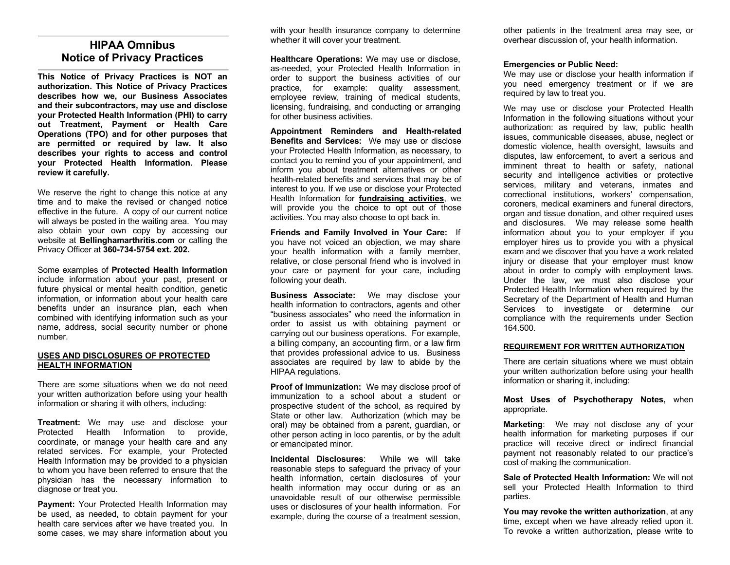# HIPAA Omnibus Notice of Privacy Practices

**This Notice of Privacy Practices is NOT an authorization. This Notice of Privacy Practices describes how we, our Business Associates and their subcontractors, may use and disclose your Protected Health Information (PHI) to carry out Treatment, Payment or Health Care Operations (TPO) and for other purposes that are permitted or required by law. It also describes your rights to access and control your Protected Health Information. Please review it carefully.**

We reserve the right to change this notice at any time and to make the revised or changed notice effective in the future. A copy of our current notice will always be posted in the waiting area. You may also obtain your own copy by accessing our website at **Bellinghamarthritis.com** or calling the Privacy Officer at **360-734-5754 ext. 202.**

Some examples of **Protected Health Information** include information about your past, present or future physical or mental health condition, genetic information, or information about your health care benefits under an insurance plan, each when combined with identifying information such as your name, address, social security number or phone number.

## USES AND DISCLOSURES OF PROTECTED HEALTH INFORMATION

There are some situations when we do not need your written authorization before using your health information or sharing it with others, including:

**Treatment:** We may use and disclose your Protected Health Information to provide, coordinate, or manage your health care and any related services. For example, your Protected Health Information may be provided to a physician to whom you have been referred to ensure that the physician has the necessary information to diagnose or treat you.

**Payment:** Your Protected Health Information may be used, as needed, to obtain payment for your health care services after we have treated you. In some cases, we may share information about you with your health insurance company to determine whether it will cover your treatment.

**Healthcare Operations:** We may use or disclose, as-needed, your Protected Health Information in order to support the business activities of our practice, for example: quality assessment, employee review, training of medical students, licensing, fundraising, and conducting or arranging for other business activities.

**Appointment Reminders and Health-related Benefits and Services:** We may use or disclose your Protected Health Information, as necessary, to contact you to remind you of your appointment, and inform you about treatment alternatives or other health-related benefits and services that may be of interest to you. If we use or disclose your Protected Health Information for **fundraising activities**, we will provide you the choice to opt out of those activities. You may also choose to opt back in.

**Friends and Family Involved in Your Care:** If you have not voiced an objection, we may share your health information with a family member, relative, or close personal friend who is involved in your care or payment for your care, including following your death.

**Business Associate:** We may disclose your health information to contractors, agents and other "business associates" who need the information in order to assist us with obtaining payment or carrying out our business operations. For example, a billing company, an accounting firm, or a law firm that provides professional advice to us. Business associates are required by law to abide by the HIPAA regulations.

**Proof of Immunization:** We may disclose proof of immunization to a school about a student or prospective student of the school, as required by State or other law. Authorization (which may be oral) may be obtained from a parent, guardian, or other person acting in loco parentis, or by the adult or emancipated minor.

**Incidental Disclosures**: While we will take reasonable steps to safeguard the privacy of your health information, certain disclosures of your health information may occur during or as an unavoidable result of our otherwise permissible uses or disclosures of your health information. For example, during the course of a treatment session, other patients in the treatment area may see, or overhear discussion of, your health information.

**Emergencies or Public Need:**
We may use or disclose your health information if you need emergency treatment or if we are required by law to treat you.

We may use or disclose your Protected Health Information in the following situations without your authorization: as required by law, public health issues, communicable diseases, abuse, neglect or domestic violence, health oversight, lawsuits and disputes, law enforcement, to avert a serious and imminent threat to health or safety, national security and intelligence activities or protective services, military and veterans, inmates and correctional institutions, workers' compensation, coroners, medical examiners and funeral directors, organ and tissue donation, and other required uses and disclosures. We may release some health information about you to your employer if you employer hires us to provide you with a physical exam and we discover that you have a work related injury or disease that your employer must know about in order to comply with employment laws. Under the law, we must also disclose your Protected Health Information when required by the Secretary of the Department of Health and Human Services to investigate or determine our compliance with the requirements under Section 164.500.

## REQUIREMENT FOR WRITTEN AUTHORIZATION

There are certain situations where we must obtain your written authorization before using your health information or sharing it, including:

**Most Uses of Psychotherapy Notes,** when appropriate.

**Marketing**: We may not disclose any of your health information for marketing purposes if our practice will receive direct or indirect financial payment not reasonably related to our practice's cost of making the communication.

**Sale of Protected Health Information:** We will not sell your Protected Health Information to third parties.

**You may revoke the written authorization**, at any time, except when we have already relied upon it. To revoke a written authorization, please write to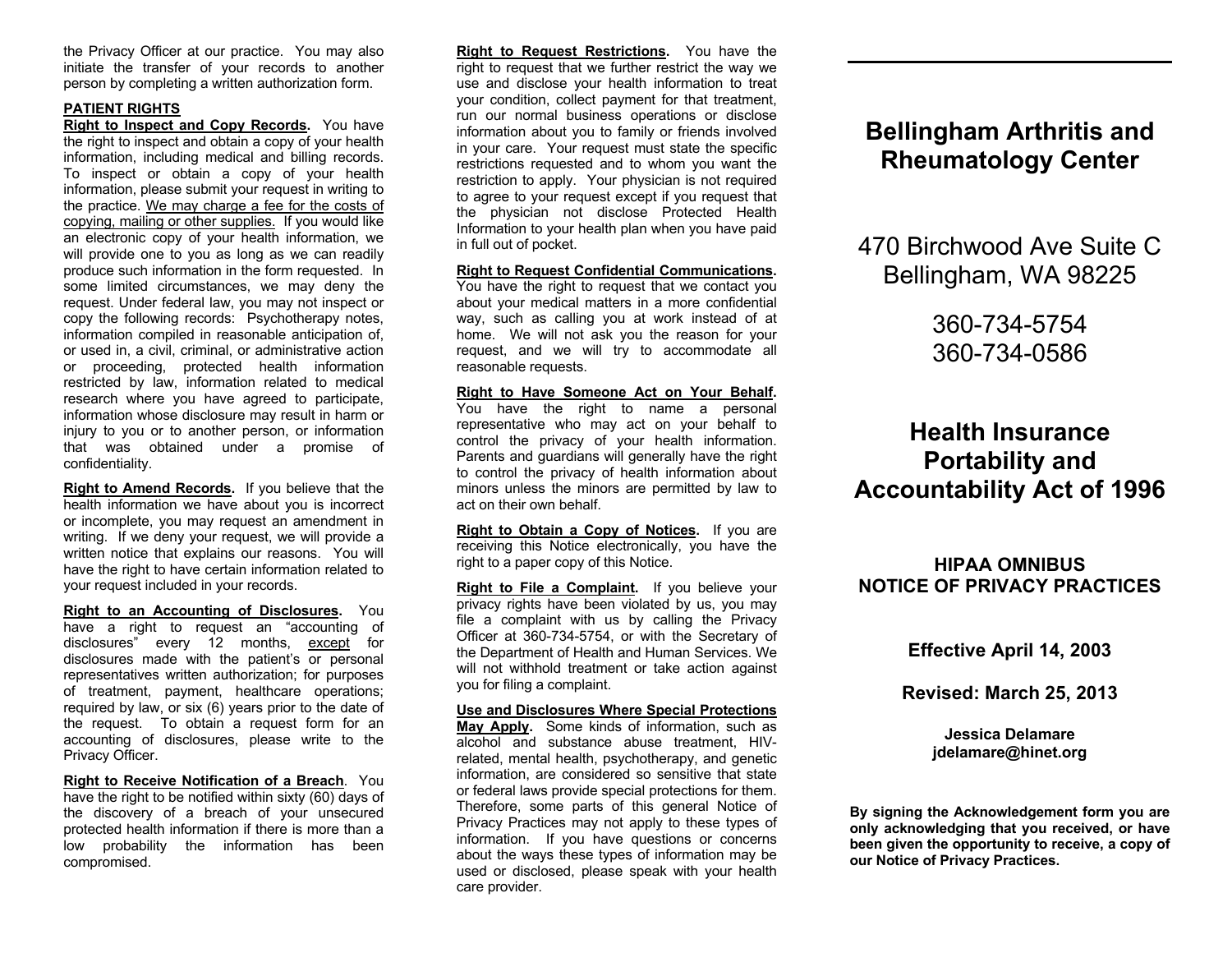the Privacy Officer at our practice. You may also initiate the transfer of your records to another person by completing a written authorization form.

**PATIENT RIGHTS**

**Right to Inspect and Copy Records.** You have the right to inspect and obtain a copy of your health information, including medical and billing records. To inspect or obtain a copy of your health information, please submit your request in writing to the practice. We may charge a fee for the costs of copying, mailing or other supplies. If you would like an electronic copy of your health information, we will provide one to you as long as we can readily produce such information in the form requested. In some limited circumstances, we may deny the request. Under federal law, you may not inspect or copy the following records: Psychotherapy notes, information compiled in reasonable anticipation of, or used in, a civil, criminal, or administrative action or proceeding, protected health information restricted by law, information related to medical research where you have agreed to participate, information whose disclosure may result in harm or injury to you or to another person, or information that was obtained under a promise of confidentiality.

**Right to Amend Records.** If you believe that the health information we have about you is incorrect or incomplete, you may request an amendment in writing. If we deny your request, we will provide a written notice that explains our reasons. You will have the right to have certain information related to your request included in your records.

**Right to an Accounting of Disclosures.** You have a right to request an "accounting of disclosures" every 12 months, except for disclosures made with the patient's or personal representatives written authorization; for purposes of treatment, payment, healthcare operations; required by law, or six (6) years prior to the date of the request. To obtain a request form for an accounting of disclosures, please write to the Privacy Officer.

**Right to Receive Notification of a Breach**. You have the right to be notified within sixty (60) days of the discovery of a breach of your unsecured protected health information if there is more than a low probability the information has been compromised.

**Right to Request Restrictions.** You have the right to request that we further restrict the way we use and disclose your health information to treat your condition, collect payment for that treatment, run our normal business operations or disclose information about you to family or friends involved in your care. Your request must state the specific restrictions requested and to whom you want the restriction to apply. Your physician is not required to agree to your request except if you request that the physician not disclose Protected Health Information to your health plan when you have paid in full out of pocket.

**Right to Request Confidential Communications.** You have the right to request that we contact you about your medical matters in a more confidential way, such as calling you at work instead of at home. We will not ask you the reason for your request, and we will try to accommodate all reasonable requests.

**Right to Have Someone Act on Your Behalf.** You have the right to name a personal representative who may act on your behalf to control the privacy of your health information. Parents and guardians will generally have the right to control the privacy of health information about minors unless the minors are permitted by law to act on their own behalf.

**Right to Obtain a Copy of Notices.** If you are receiving this Notice electronically, you have the right to a paper copy of this Notice.

**Right to File a Complaint.** If you believe your privacy rights have been violated by us, you may file a complaint with us by calling the Privacy Officer at 360-734-5754, or with the Secretary of the Department of Health and Human Services. We will not withhold treatment or take action against you for filing a complaint.

**Use and Disclosures Where Special Protections May Apply.** Some kinds of information, such as alcohol and substance abuse treatment, HIV-related, mental health, psychotherapy, and genetic information, are considered so sensitive that state or federal laws provide special protections for them. Therefore, some parts of this general Notice of Privacy Practices may not apply to these types of information. If you have questions or concerns about the ways these types of information may be used or disclosed, please speak with your health care provider.

---

# Bellingham Arthritis and Rheumatology Center

470 Birchwood Ave Suite C
Bellingham, WA 98225

360-734-5754
360-734-0586

# Health Insurance Portability and Accountability Act of 1996

## HIPAA OMNIBUS NOTICE OF PRIVACY PRACTICES

**Effective April 14, 2003**

**Revised: March 25, 2013**

**Jessica Delamare**
**jdelamare@hinet.org**

**By signing the Acknowledgement form you are only acknowledging that you received, or have been given the opportunity to receive, a copy of our Notice of Privacy Practices.**